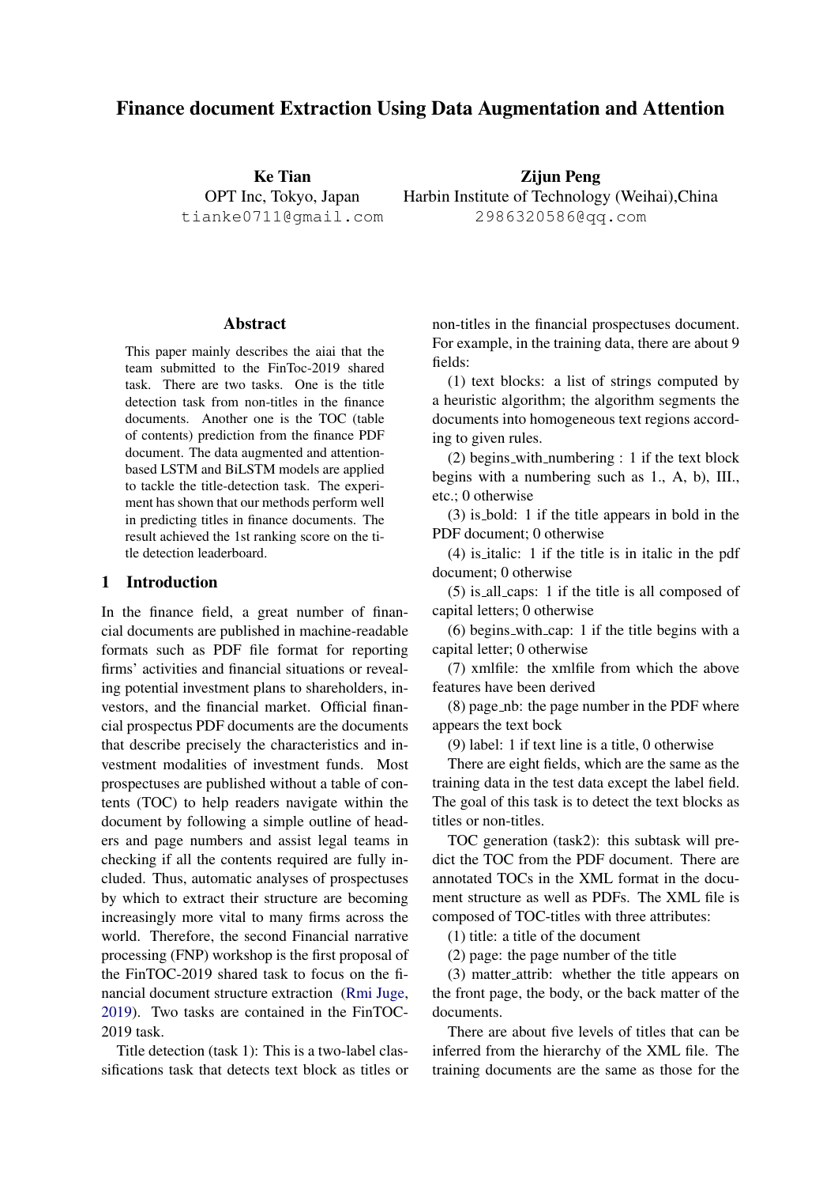# Finance document Extraction Using Data Augmentation and Attention

**Ke Tian**
OPT Inc, Tokyo, Japan
tianke0711@gmail.com

**Zijun Peng**
Harbin Institute of Technology (Weihai),China
2986320586@qq.com

## Abstract

This paper mainly describes the aiai that the team submitted to the FinToc-2019 shared task. There are two tasks. One is the title detection task from non-titles in the finance documents. Another one is the TOC (table of contents) prediction from the finance PDF document. The data augmented and attention-based LSTM and BiLSTM models are applied to tackle the title-detection task. The experiment has shown that our methods perform well in predicting titles in finance documents. The result achieved the 1st ranking score on the title detection leaderboard.

## 1 Introduction

In the finance field, a great number of financial documents are published in machine-readable formats such as PDF file format for reporting firms' activities and financial situations or revealing potential investment plans to shareholders, investors, and the financial market. Official financial prospectus PDF documents are the documents that describe precisely the characteristics and investment modalities of investment funds. Most prospectuses are published without a table of contents (TOC) to help readers navigate within the document by following a simple outline of headers and page numbers and assist legal teams in checking if all the contents required are fully included. Thus, automatic analyses of prospectuses by which to extract their structure are becoming increasingly more vital to many firms across the world. Therefore, the second Financial narrative processing (FNP) workshop is the first proposal of the FinTOC-2019 shared task to focus on the financial document structure extraction (Rmi Juge, 2019). Two tasks are contained in the FinTOC-2019 task.

Title detection (task 1): This is a two-label classifications task that detects text block as titles or non-titles in the financial prospectuses document. For example, in the training data, there are about 9 fields:

(1) text blocks: a list of strings computed by a heuristic algorithm; the algorithm segments the documents into homogeneous text regions according to given rules.

(2) begins_with_numbering : 1 if the text block begins with a numbering such as 1., A, b), III., etc.; 0 otherwise

(3) is_bold: 1 if the title appears in bold in the PDF document; 0 otherwise

(4) is_italic: 1 if the title is in italic in the pdf document; 0 otherwise

(5) is_all_caps: 1 if the title is all composed of capital letters; 0 otherwise

(6) begins_with_cap: 1 if the title begins with a capital letter; 0 otherwise

(7) xmlfile: the xmlfile from which the above features have been derived

(8) page_nb: the page number in the PDF where appears the text bock

(9) label: 1 if text line is a title, 0 otherwise

There are eight fields, which are the same as the training data in the test data except the label field. The goal of this task is to detect the text blocks as titles or non-titles.

TOC generation (task2): this subtask will predict the TOC from the PDF document. There are annotated TOCs in the XML format in the document structure as well as PDFs. The XML file is composed of TOC-titles with three attributes:

(1) title: a title of the document

(2) page: the page number of the title

(3) matter_attrib: whether the title appears on the front page, the body, or the back matter of the documents.

There are about five levels of titles that can be inferred from the hierarchy of the XML file. The training documents are the same as those for the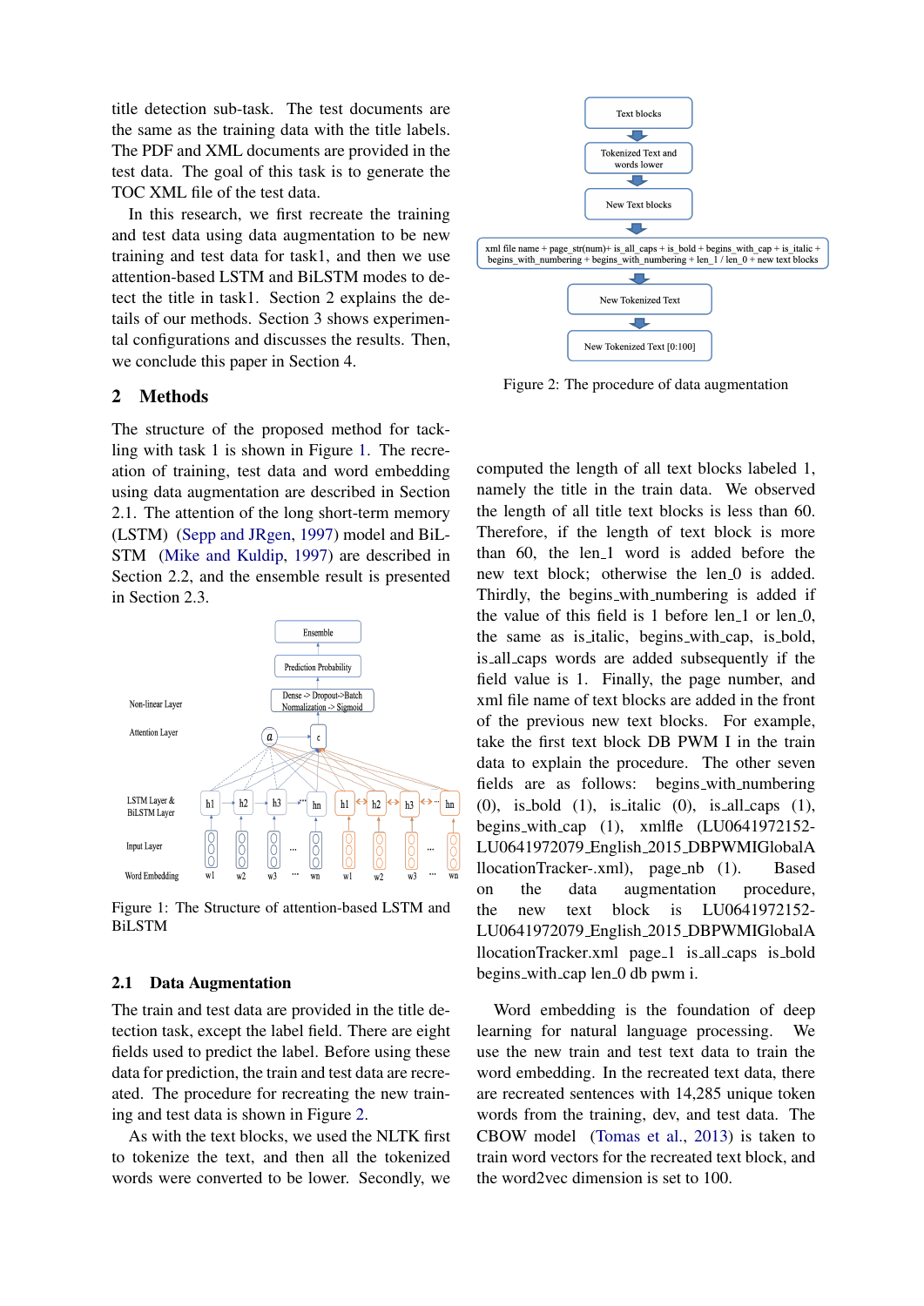title detection sub-task. The test documents are the same as the training data with the title labels. The PDF and XML documents are provided in the test data. The goal of this task is to generate the TOC XML file of the test data.

In this research, we first recreate the training and test data using data augmentation to be new training and test data for task1, and then we use attention-based LSTM and BiLSTM modes to detect the title in task1. Section 2 explains the details of our methods. Section 3 shows experimental configurations and discusses the results. Then, we conclude this paper in Section 4.

## 2 Methods

The structure of the proposed method for tackling with task 1 is shown in Figure 1. The recreation of training, test data and word embedding using data augmentation are described in Section 2.1. The attention of the long short-term memory (LSTM) (Sepp and JRgen, 1997) model and BiLSTM (Mike and Kuldip, 1997) are described in Section 2.2, and the ensemble result is presented in Section 2.3.

Figure 1: The Structure of attention-based LSTM and BiLSTM

### 2.1 Data Augmentation

The train and test data are provided in the title detection task, except the label field. There are eight fields used to predict the label. Before using these data for prediction, the train and test data are recreated. The procedure for recreating the new training and test data is shown in Figure 2.

As with the text blocks, we used the NLTK first to tokenize the text, and then all the tokenized words were converted to be lower. Secondly, we computed the length of all text blocks labeled 1, namely the title in the train data. We observed the length of all title text blocks is less than 60. Therefore, if the length of text block is more than 60, the len_1 word is added before the new text block; otherwise the len_0 is added. Thirdly, the begins_with_numbering is added if the value of this field is 1 before len_1 or len_0, the same as is_italic, begins_with_cap, is_bold, is_all_caps words are added subsequently if the field value is 1. Finally, the page number, and xml file name of text blocks are added in the front of the previous new text blocks. For example, take the first text block DB PWM I in the train data to explain the procedure. The other seven fields are as follows: begins_with_numbering (0), is_bold (1), is_italic (0), is_all_caps (1), begins_with_cap (1), xmlfle (LU0641972152-LU0641972079_English_2015_DBPWMIGlobalAllocationTracker-.xml), page_nb (1). Based on the data augmentation procedure, the new text block is LU0641972152-LU0641972079_English_2015_DBPWMIGlobalAllocationTracker.xml page_1 is_all_caps is_bold begins_with_cap len_0 db pwm i.

Figure 2: The procedure of data augmentation

Word embedding is the foundation of deep learning for natural language processing. We use the new train and test text data to train the word embedding. In the recreated text data, there are recreated sentences with 14,285 unique token words from the training, dev, and test data. The CBOW model (Tomas et al., 2013) is taken to train word vectors for the recreated text block, and the word2vec dimension is set to 100.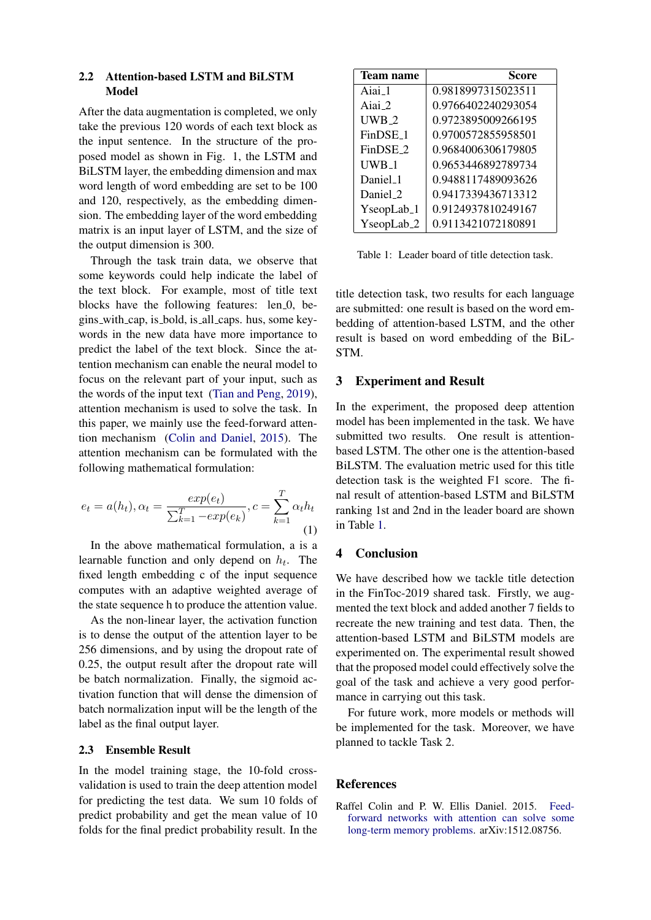### 2.2 Attention-based LSTM and BiLSTM Model

After the data augmentation is completed, we only take the previous 120 words of each text block as the input sentence. In the structure of the proposed model as shown in Fig. 1, the LSTM and BiLSTM layer, the embedding dimension and max word length of word embedding are set to be 100 and 120, respectively, as the embedding dimension. The embedding layer of the word embedding matrix is an input layer of LSTM, and the size of the output dimension is 300.

Through the task train data, we observe that some keywords could help indicate the label of the text block. For example, most of title text blocks have the following features: len_0, begins_with_cap, is_bold, is_all_caps. hus, some keywords in the new data have more importance to predict the label of the text block. Since the attention mechanism can enable the neural model to focus on the relevant part of your input, such as the words of the input text (Tian and Peng, 2019), attention mechanism is used to solve the task. In this paper, we mainly use the feed-forward attention mechanism (Colin and Daniel, 2015). The attention mechanism can be formulated with the following mathematical formulation:

$$e_t = a(h_t), \alpha_t = \frac{exp(e_t)}{\sum_{k=1}^{T} -exp(e_k)}, c = \sum_{k=1}^{T} \alpha_t h_t \quad (1)$$

In the above mathematical formulation, a is a learnable function and only depend on $h_t$. The fixed length embedding c of the input sequence computes with an adaptive weighted average of the state sequence h to produce the attention value.

As the non-linear layer, the activation function is to dense the output of the attention layer to be 256 dimensions, and by using the dropout rate of 0.25, the output result after the dropout rate will be batch normalization. Finally, the sigmoid activation function that will dense the dimension of batch normalization input will be the length of the label as the final output layer.

### 2.3 Ensemble Result

In the model training stage, the 10-fold cross-validation is used to train the deep attention model for predicting the test data. We sum 10 folds of predict probability and get the mean value of 10 folds for the final predict probability result. In the title detection task, two results for each language are submitted: one result is based on the word embedding of attention-based LSTM, and the other result is based on word embedding of the BiLSTM.

| Team name | Score |
|---|---|
| Aiai_1 | 0.9818997315023511 |
| Aiai_2 | 0.9766402240293054 |
| UWB_2 | 0.9723895009266195 |
| FinDSE_1 | 0.9700572855958501 |
| FinDSE_2 | 0.9684006306179805 |
| UWB_1 | 0.9653446892789734 |
| Daniel_1 | 0.9488117489093626 |
| Daniel_2 | 0.9417339436713312 |
| YseopLab_1 | 0.9124937810249167 |
| YseopLab_2 | 0.9113421072180891 |

Table 1: Leader board of title detection task.

## 3 Experiment and Result

In the experiment, the proposed deep attention model has been implemented in the task. We have submitted two results. One result is attention-based LSTM. The other one is the attention-based BiLSTM. The evaluation metric used for this title detection task is the weighted F1 score. The final result of attention-based LSTM and BiLSTM ranking 1st and 2nd in the leader board are shown in Table 1.

## 4 Conclusion

We have described how we tackle title detection in the FinToc-2019 shared task. Firstly, we augmented the text block and added another 7 fields to recreate the new training and test data. Then, the attention-based LSTM and BiLSTM models are experimented on. The experimental result showed that the proposed model could effectively solve the goal of the task and achieve a very good performance in carrying out this task.

For future work, more models or methods will be implemented for the task. Moreover, we have planned to tackle Task 2.

## References

Raffel Colin and P. W. Ellis Daniel. 2015. Feed-forward networks with attention can solve some long-term memory problems. arXiv:1512.08756.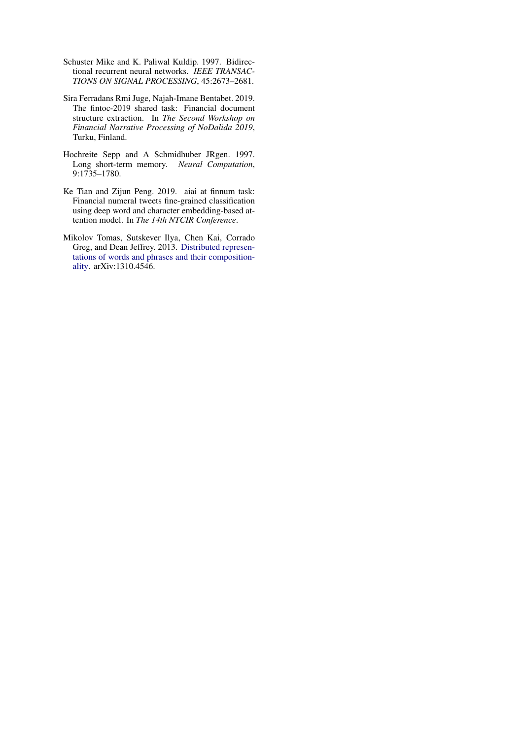Schuster Mike and K. Paliwal Kuldip. 1997. Bidirectional recurrent neural networks. *IEEE TRANSACTIONS ON SIGNAL PROCESSING*, 45:2673–2681.

Sira Ferradans Rmi Juge, Najah-Imane Bentabet. 2019. The fintoc-2019 shared task: Financial document structure extraction. In *The Second Workshop on Financial Narrative Processing of NoDalida 2019*, Turku, Finland.

Hochreite Sepp and A Schmidhuber JRgen. 1997. Long short-term memory. *Neural Computation*, 9:1735–1780.

Ke Tian and Zijun Peng. 2019. aiai at finnum task: Financial numeral tweets fine-grained classification using deep word and character embedding-based attention model. In *The 14th NTCIR Conference*.

Mikolov Tomas, Sutskever Ilya, Chen Kai, Corrado Greg, and Dean Jeffrey. 2013. Distributed representations of words and phrases and their compositionality. arXiv:1310.4546.